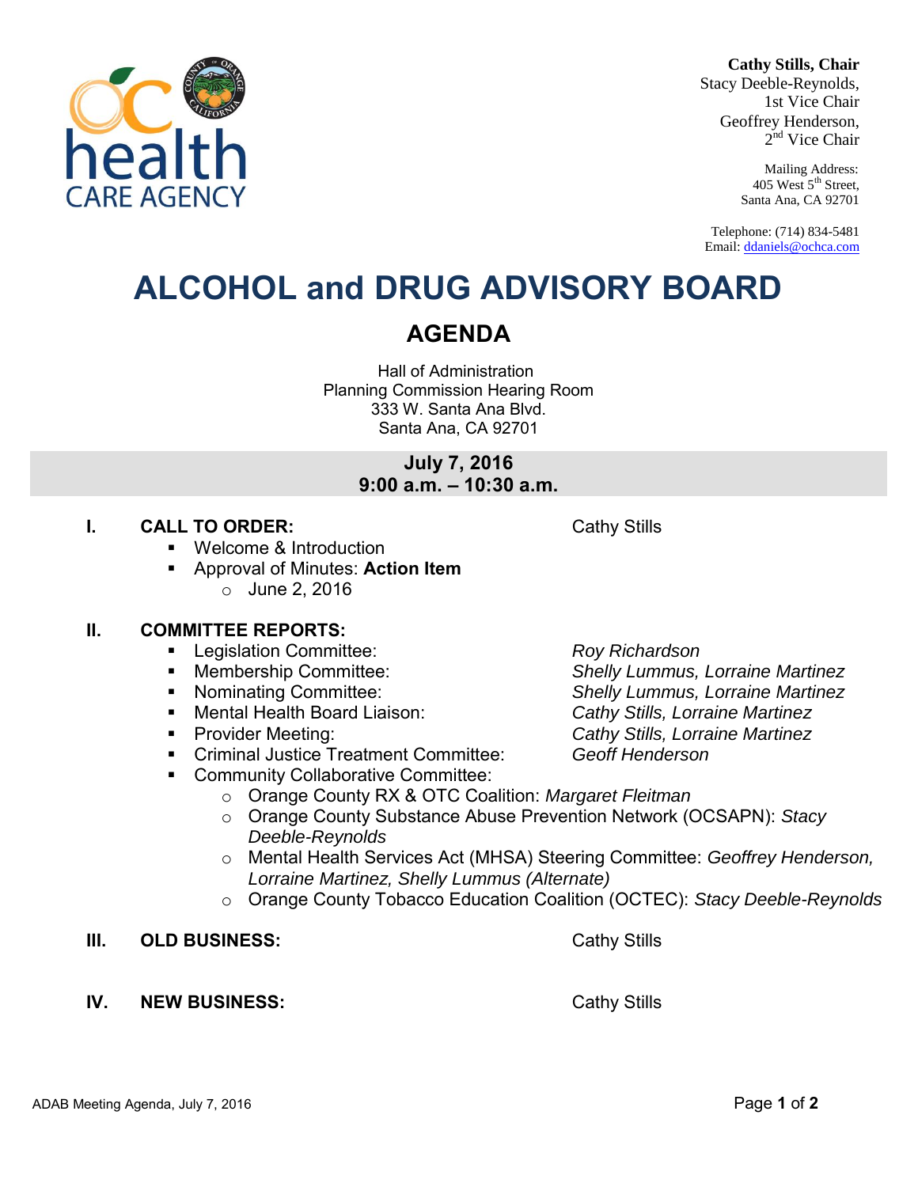**Cathy Stills, Chair**
Stacy Deeble-Reynolds, 1st Vice Chair
Geoffrey Henderson, 2nd Vice Chair

Mailing Address:
405 West 5th Street,
Santa Ana, CA 92701

Telephone: (714) 834-5481
Email: ddaniels@ochca.com

# ALCOHOL and DRUG ADVISORY BOARD

## AGENDA

Hall of Administration
Planning Commission Hearing Room
333 W. Santa Ana Blvd.
Santa Ana, CA 92701

**July 7, 2016**
**9:00 a.m. – 10:30 a.m.**

**I. CALL TO ORDER:** Cathy Stills

- Welcome & Introduction
- Approval of Minutes: **Action Item**
  - June 2, 2016

**II. COMMITTEE REPORTS:**

- Legislation Committee: *Roy Richardson*
- Membership Committee: *Shelly Lummus, Lorraine Martinez*
- Nominating Committee: *Shelly Lummus, Lorraine Martinez*
- Mental Health Board Liaison: *Cathy Stills, Lorraine Martinez*
- Provider Meeting: *Cathy Stills, Lorraine Martinez*
- Criminal Justice Treatment Committee: *Geoff Henderson*
- Community Collaborative Committee:
  - Orange County RX & OTC Coalition: *Margaret Fleitman*
  - Orange County Substance Abuse Prevention Network (OCSAPN): *Stacy Deeble-Reynolds*
  - Mental Health Services Act (MHSA) Steering Committee: *Geoffrey Henderson, Lorraine Martinez, Shelly Lummus (Alternate)*
  - Orange County Tobacco Education Coalition (OCTEC): *Stacy Deeble-Reynolds*

**III. OLD BUSINESS:** Cathy Stills

**IV. NEW BUSINESS:** Cathy Stills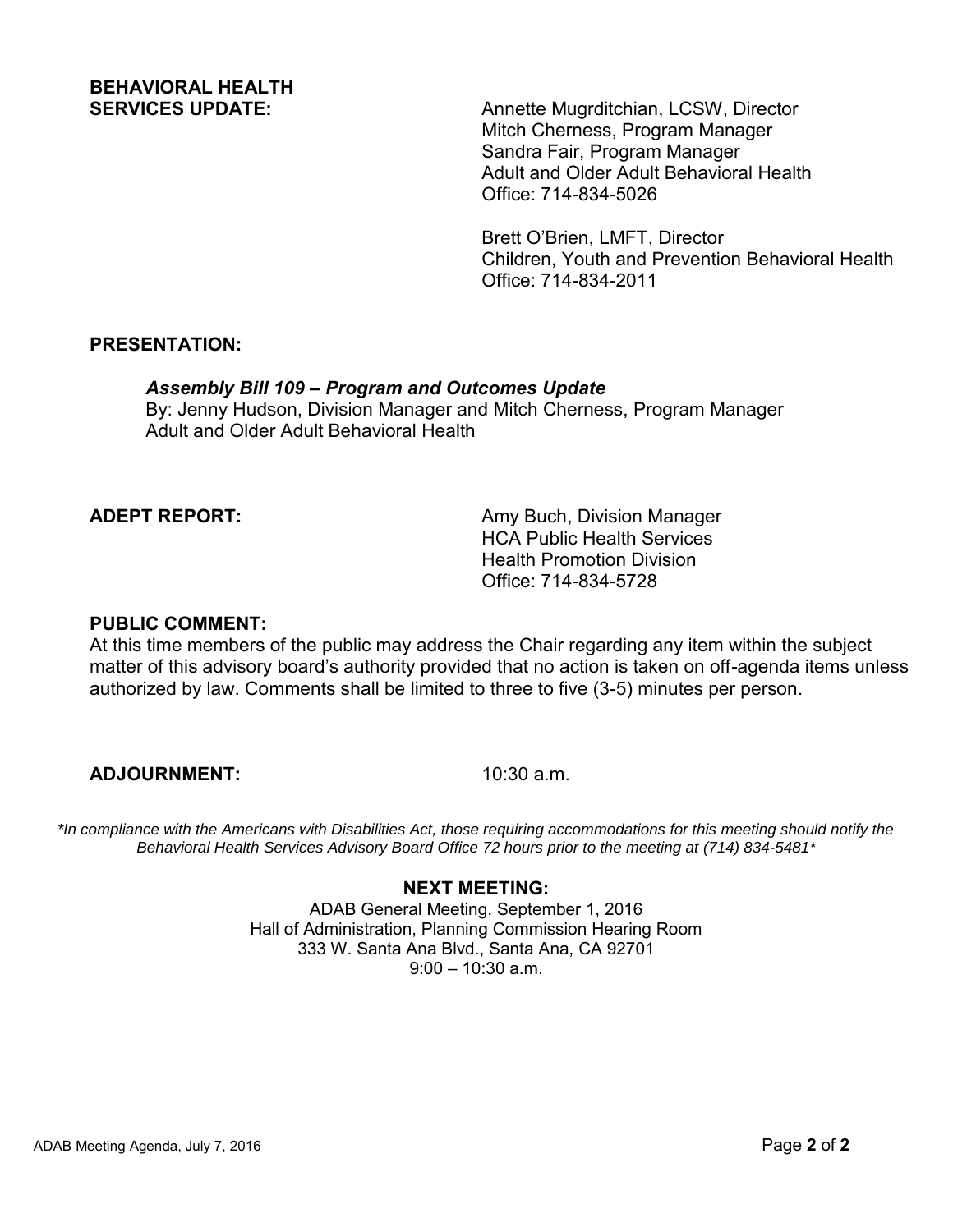**BEHAVIORAL HEALTH SERVICES UPDATE:**

Annette Mugrditchian, LCSW, Director
Mitch Cherness, Program Manager
Sandra Fair, Program Manager
Adult and Older Adult Behavioral Health
Office: 714-834-5026

Brett O'Brien, LMFT, Director
Children, Youth and Prevention Behavioral Health
Office: 714-834-2011

**PRESENTATION:**

***Assembly Bill 109 – Program and Outcomes Update***
By: Jenny Hudson, Division Manager and Mitch Cherness, Program Manager
Adult and Older Adult Behavioral Health

**ADEPT REPORT:**

Amy Buch, Division Manager
HCA Public Health Services
Health Promotion Division
Office: 714-834-5728

**PUBLIC COMMENT:**
At this time members of the public may address the Chair regarding any item within the subject matter of this advisory board's authority provided that no action is taken on off-agenda items unless authorized by law. Comments shall be limited to three to five (3-5) minutes per person.

**ADJOURNMENT:** 10:30 a.m.

*\*In compliance with the Americans with Disabilities Act, those requiring accommodations for this meeting should notify the Behavioral Health Services Advisory Board Office 72 hours prior to the meeting at (714) 834-5481\**

**NEXT MEETING:**
ADAB General Meeting, September 1, 2016
Hall of Administration, Planning Commission Hearing Room
333 W. Santa Ana Blvd., Santa Ana, CA 92701
9:00 – 10:30 a.m.